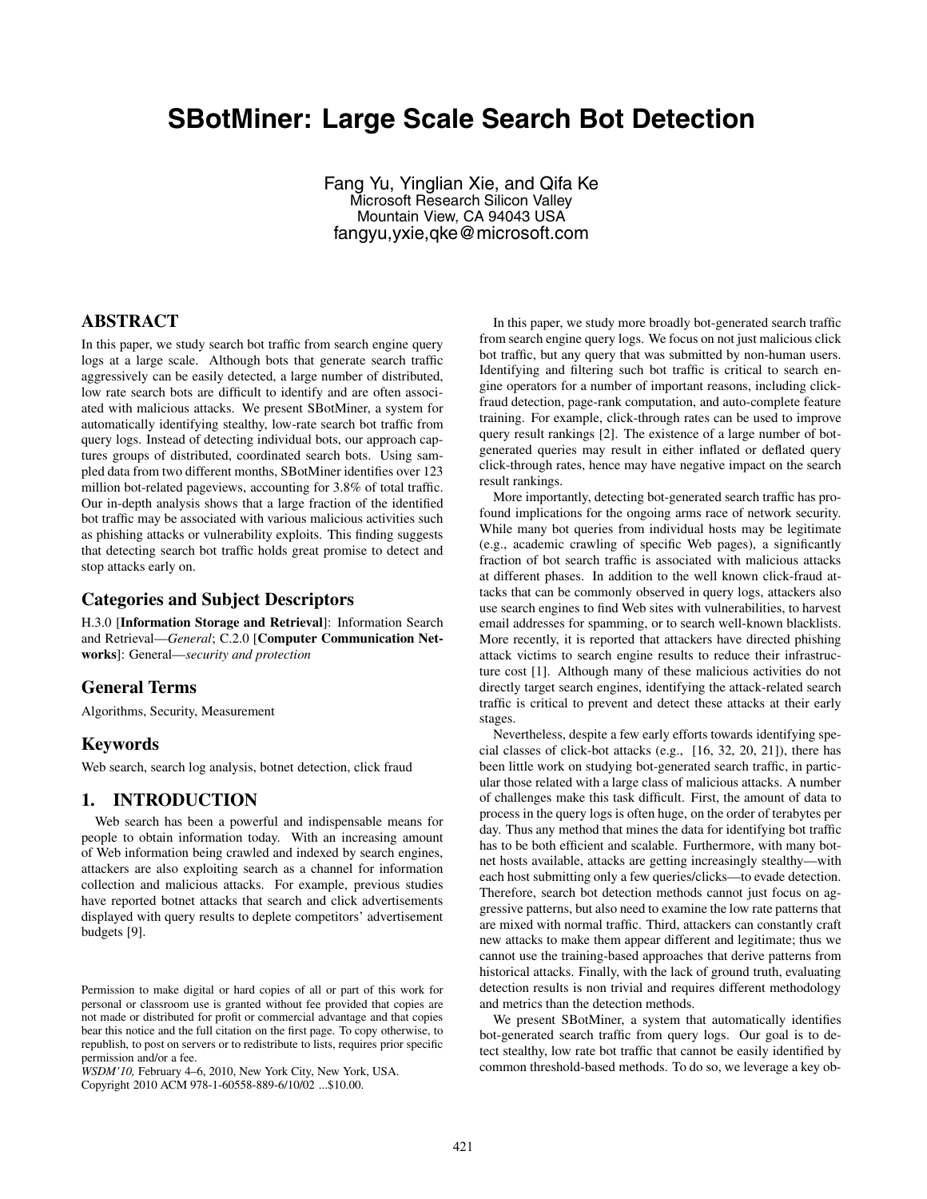# SBotMiner: Large Scale Search Bot Detection

Fang Yu, Yinglian Xie, and Qifa Ke
Microsoft Research Silicon Valley
Mountain View, CA 94043 USA
fangyu,yxie,qke@microsoft.com

## ABSTRACT

In this paper, we study search bot traffic from search engine query logs at a large scale. Although bots that generate search traffic aggressively can be easily detected, a large number of distributed, low rate search bots are difficult to identify and are often associated with malicious attacks. We present SBotMiner, a system for automatically identifying stealthy, low-rate search bot traffic from query logs. Instead of detecting individual bots, our approach captures groups of distributed, coordinated search bots. Using sampled data from two different months, SBotMiner identifies over 123 million bot-related pageviews, accounting for 3.8% of total traffic. Our in-depth analysis shows that a large fraction of the identified bot traffic may be associated with various malicious activities such as phishing attacks or vulnerability exploits. This finding suggests that detecting search bot traffic holds great promise to detect and stop attacks early on.

## Categories and Subject Descriptors

H.3.0 [**Information Storage and Retrieval**]: Information Search and Retrieval—*General*; C.2.0 [**Computer Communication Networks**]: General—*security and protection*

## General Terms

Algorithms, Security, Measurement

## Keywords

Web search, search log analysis, botnet detection, click fraud

## 1. INTRODUCTION

Web search has been a powerful and indispensable means for people to obtain information today. With an increasing amount of Web information being crawled and indexed by search engines, attackers are also exploiting search as a channel for information collection and malicious attacks. For example, previous studies have reported botnet attacks that search and click advertisements displayed with query results to deplete competitors' advertisement budgets [9].

Permission to make digital or hard copies of all or part of this work for personal or classroom use is granted without fee provided that copies are not made or distributed for profit or commercial advantage and that copies bear this notice and the full citation on the first page. To copy otherwise, to republish, to post on servers or to redistribute to lists, requires prior specific permission and/or a fee.
*WSDM'10,* February 4–6, 2010, New York City, New York, USA.
Copyright 2010 ACM 978-1-60558-889-6/10/02 ...$10.00.

In this paper, we study more broadly bot-generated search traffic from search engine query logs. We focus on not just malicious click bot traffic, but any query that was submitted by non-human users. Identifying and filtering such bot traffic is critical to search engine operators for a number of important reasons, including click-fraud detection, page-rank computation, and auto-complete feature training. For example, click-through rates can be used to improve query result rankings [2]. The existence of a large number of bot-generated queries may result in either inflated or deflated query click-through rates, hence may have negative impact on the search result rankings.

More importantly, detecting bot-generated search traffic has profound implications for the ongoing arms race of network security. While many bot queries from individual hosts may be legitimate (e.g., academic crawling of specific Web pages), a significantly fraction of bot search traffic is associated with malicious attacks at different phases. In addition to the well known click-fraud attacks that can be commonly observed in query logs, attackers also use search engines to find Web sites with vulnerabilities, to harvest email addresses for spamming, or to search well-known blacklists. More recently, it is reported that attackers have directed phishing attack victims to search engine results to reduce their infrastructure cost [1]. Although many of these malicious activities do not directly target search engines, identifying the attack-related search traffic is critical to prevent and detect these attacks at their early stages.

Nevertheless, despite a few early efforts towards identifying special classes of click-bot attacks (e.g., [16, 32, 20, 21]), there has been little work on studying bot-generated search traffic, in particular those related with a large class of malicious attacks. A number of challenges make this task difficult. First, the amount of data to process in the query logs is often huge, on the order of terabytes per day. Thus any method that mines the data for identifying bot traffic has to be both efficient and scalable. Furthermore, with many botnet hosts available, attacks are getting increasingly stealthy—with each host submitting only a few queries/clicks—to evade detection. Therefore, search bot detection methods cannot just focus on aggressive patterns, but also need to examine the low rate patterns that are mixed with normal traffic. Third, attackers can constantly craft new attacks to make them appear different and legitimate; thus we cannot use the training-based approaches that derive patterns from historical attacks. Finally, with the lack of ground truth, evaluating detection results is non trivial and requires different methodology and metrics than the detection methods.

We present SBotMiner, a system that automatically identifies bot-generated search traffic from query logs. Our goal is to detect stealthy, low rate bot traffic that cannot be easily identified by common threshold-based methods. To do so, we leverage a key ob-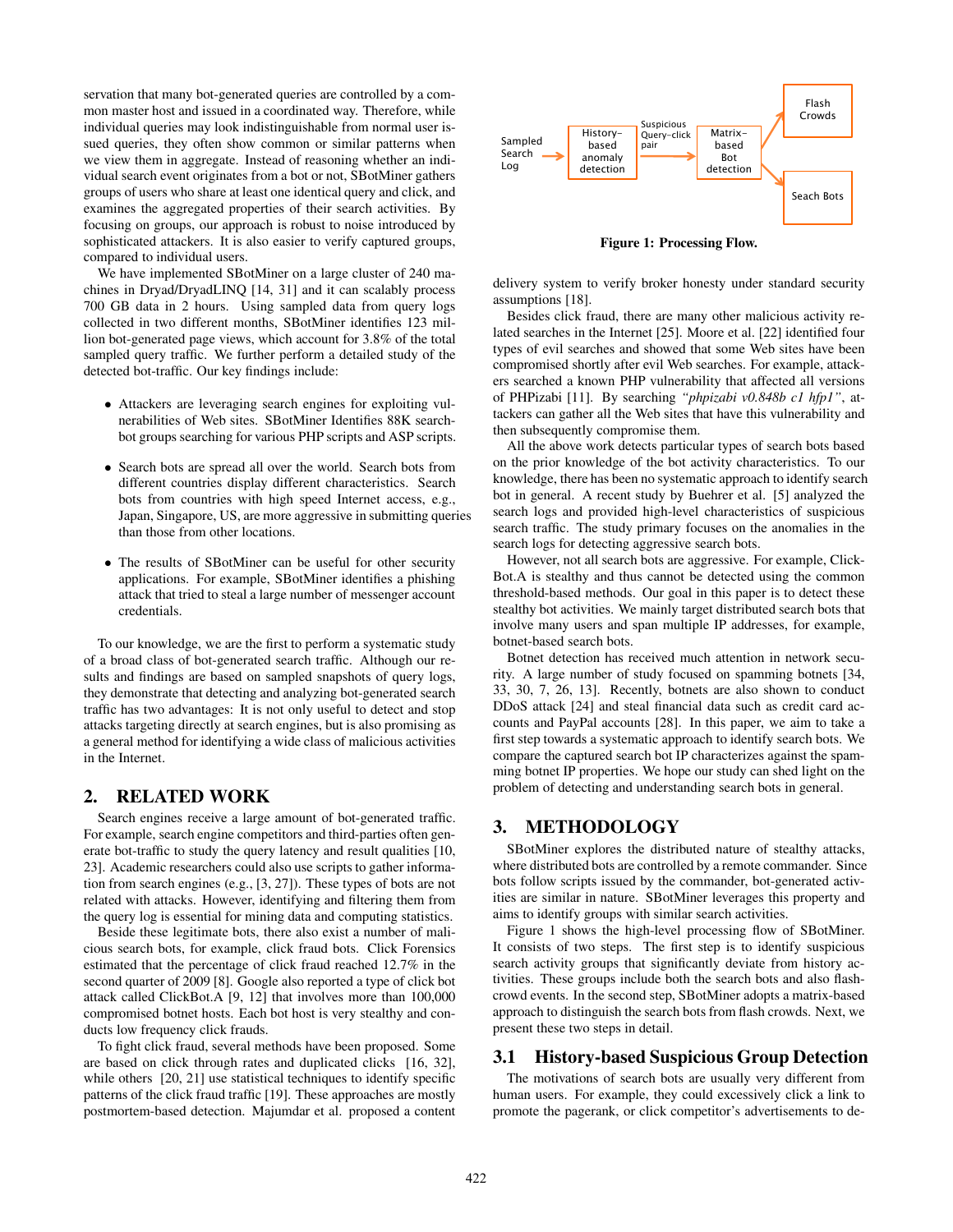servation that many bot-generated queries are controlled by a common master host and issued in a coordinated way. Therefore, while individual queries may look indistinguishable from normal user issued queries, they often show common or similar patterns when we view them in aggregate. Instead of reasoning whether an individual search event originates from a bot or not, SBotMiner gathers groups of users who share at least one identical query and click, and examines the aggregated properties of their search activities. By focusing on groups, our approach is robust to noise introduced by sophisticated attackers. It is also easier to verify captured groups, compared to individual users.

We have implemented SBotMiner on a large cluster of 240 machines in Dryad/DryadLINQ [14, 31] and it can scalably process 700 GB data in 2 hours. Using sampled data from query logs collected in two different months, SBotMiner identifies 123 million bot-generated page views, which account for 3.8% of the total sampled query traffic. We further perform a detailed study of the detected bot-traffic. Our key findings include:

- Attackers are leveraging search engines for exploiting vulnerabilities of Web sites. SBotMiner Identifies 88K search-bot groups searching for various PHP scripts and ASP scripts.
- Search bots are spread all over the world. Search bots from different countries display different characteristics. Search bots from countries with high speed Internet access, e.g., Japan, Singapore, US, are more aggressive in submitting queries than those from other locations.
- The results of SBotMiner can be useful for other security applications. For example, SBotMiner identifies a phishing attack that tried to steal a large number of messenger account credentials.

To our knowledge, we are the first to perform a systematic study of a broad class of bot-generated search traffic. Although our results and findings are based on sampled snapshots of query logs, they demonstrate that detecting and analyzing bot-generated search traffic has two advantages: It is not only useful to detect and stop attacks targeting directly at search engines, but is also promising as a general method for identifying a wide class of malicious activities in the Internet.

## 2. RELATED WORK

Search engines receive a large amount of bot-generated traffic. For example, search engine competitors and third-parties often generate bot-traffic to study the query latency and result qualities [10, 23]. Academic researchers could also use scripts to gather information from search engines (e.g., [3, 27]). These types of bots are not related with attacks. However, identifying and filtering them from the query log is essential for mining data and computing statistics.

Beside these legitimate bots, there also exist a number of malicious search bots, for example, click fraud bots. Click Forensics estimated that the percentage of click fraud reached 12.7% in the second quarter of 2009 [8]. Google also reported a type of click bot attack called ClickBot.A [9, 12] that involves more than 100,000 compromised botnet hosts. Each bot host is very stealthy and conducts low frequency click frauds.

To fight click fraud, several methods have been proposed. Some are based on click through rates and duplicated clicks [16, 32], while others [20, 21] use statistical techniques to identify specific patterns of the click fraud traffic [19]. These approaches are mostly postmortem-based detection. Majumdar et al. proposed a content delivery system to verify broker honesty under standard security assumptions [18].

Besides click fraud, there are many other malicious activity related searches in the Internet [25]. Moore et al. [22] identified four types of evil searches and showed that some Web sites have been compromised shortly after evil Web searches. For example, attackers searched a known PHP vulnerability that affected all versions of PHPizabi [11]. By searching *"phpizabi v0.848b c1 hfp1"*, attackers can gather all the Web sites that have this vulnerability and then subsequently compromise them.

All the above work detects particular types of search bots based on the prior knowledge of the bot activity characteristics. To our knowledge, there has been no systematic approach to identify search bot in general. A recent study by Buehrer et al. [5] analyzed the search logs and provided high-level characteristics of suspicious search traffic. The study primary focuses on the anomalies in the search logs for detecting aggressive search bots.

However, not all search bots are aggressive. For example, ClickBot.A is stealthy and thus cannot be detected using the common threshold-based methods. Our goal in this paper is to detect these stealthy bot activities. We mainly target distributed search bots that involve many users and span multiple IP addresses, for example, botnet-based search bots.

Botnet detection has received much attention in network security. A large number of study focused on spamming botnets [34, 33, 30, 7, 26, 13]. Recently, botnets are also shown to conduct DDoS attack [24] and steal financial data such as credit card accounts and PayPal accounts [28]. In this paper, we aim to take a first step towards a systematic approach to identify search bots. We compare the captured search bot IP characterizes against the spamming botnet IP properties. We hope our study can shed light on the problem of detecting and understanding search bots in general.

Sampled Search Log → History-based anomaly detection → (Suspicious Query-click pair) → Matrix-based Bot detection → Flash Crowds / Seach Bots

**Figure 1: Processing Flow.**

## 3. METHODOLOGY

SBotMiner explores the distributed nature of stealthy attacks, where distributed bots are controlled by a remote commander. Since bots follow scripts issued by the commander, bot-generated activities are similar in nature. SBotMiner leverages this property and aims to identify groups with similar search activities.

Figure 1 shows the high-level processing flow of SBotMiner. It consists of two steps. The first step is to identify suspicious search activity groups that significantly deviate from history activities. These groups include both the search bots and also flash-crowd events. In the second step, SBotMiner adopts a matrix-based approach to distinguish the search bots from flash crowds. Next, we present these two steps in detail.

### 3.1 History-based Suspicious Group Detection

The motivations of search bots are usually very different from human users. For example, they could excessively click a link to promote the pagerank, or click competitor's advertisements to de-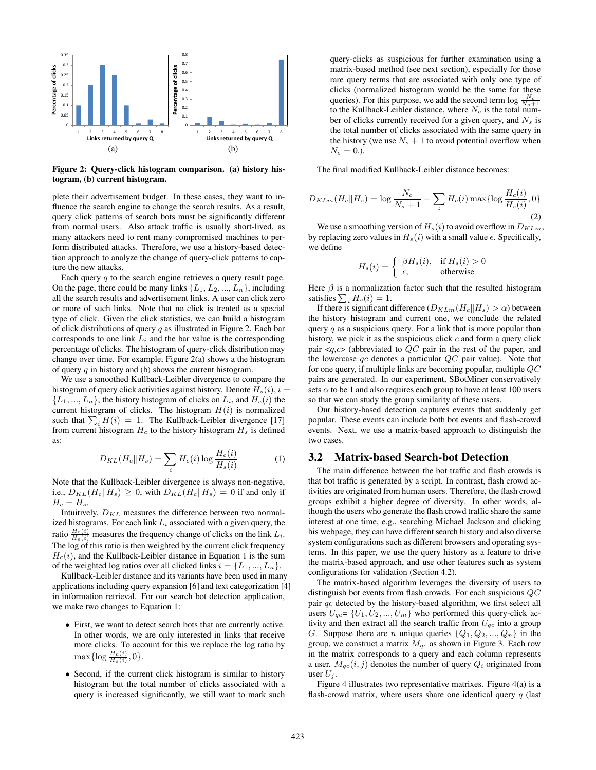Figure 2: Query-click histogram comparison. (a) history histogram, (b) current histogram.

plete their advertisement budget. In these cases, they want to influence the search engine to change the search results. As a result, query click patterns of search bots must be significantly different from normal users. Also attack traffic is usually short-lived, as many attackers need to rent many compromised machines to perform distributed attacks. Therefore, we use a history-based detection approach to analyze the change of query-click patterns to capture the new attacks.

Each query $q$ to the search engine retrieves a query result page. On the page, there could be many links $\{L_1, L_2, ..., L_n\}$, including all the search results and advertisement links. A user can click zero or more of such links. Note that no click is treated as a special type of click. Given the click statistics, we can build a histogram of click distributions of query $q$ as illustrated in Figure 2. Each bar corresponds to one link $L_i$ and the bar value is the corresponding percentage of clicks. The histogram of query-click distribution may change over time. For example, Figure 2(a) shows a the histogram of query $q$ in history and (b) shows the current histogram.

We use a smoothed Kullback-Leibler divergence to compare the histogram of query click activities against history. Denote $H_s(i), i = \{L_1, ..., L_n\}$, the history histogram of clicks on $L_i$, and $H_c(i)$ the current histogram of clicks. The histogram $H(i)$ is normalized such that $\sum_i H(i) = 1$. The Kullback-Leibler divergence [17] from current histogram $H_c$ to the history histogram $H_s$ is defined as:

$$D_{KL}(H_c \| H_s) = \sum_i H_c(i) \log \frac{H_c(i)}{H_s(i)} \qquad (1)$$

Note that the Kullback-Leibler divergence is always non-negative, i.e., $D_{KL}(H_c \| H_s) \geq 0$, with $D_{KL}(H_c \| H_s) = 0$ if and only if $H_c = H_s$.

Intuitively, $D_{KL}$ measures the difference between two normalized histograms. For each link $L_i$ associated with a given query, the ratio $\frac{H_c(i)}{H_s(i)}$ measures the frequency change of clicks on the link $L_i$. The log of this ratio is then weighted by the current click frequency $H_c(i)$, and the Kullback-Leibler distance in Equation 1 is the sum of the weighted log ratios over all clicked links $i = \{L_1, ..., L_n\}$.

Kullback-Leibler distance and its variants have been used in many applications including query expansion [6] and text categorization [4] in information retrieval. For our search bot detection application, we make two changes to Equation 1:

- First, we want to detect search bots that are currently active. In other words, we are only interested in links that receive more clicks. To account for this we replace the log ratio by $\max\{\log \frac{H_c(i)}{H_s(i)}, 0\}$.
- Second, if the current click histogram is similar to history histogram but the total number of clicks associated with a query is increased significantly, we still want to mark such query-clicks as suspicious for further examination using a matrix-based method (see next section), especially for those rare query terms that are associated with only one type of clicks (normalized histogram would be the same for these queries). For this purpose, we add the second term $\log \frac{N_c}{N_s+1}$ to the Kullback-Leibler distance, where $N_c$ is the total number of clicks currently received for a given query, and $N_s$ is the total number of clicks associated with the same query in the history (we use $N_s + 1$ to avoid potential overflow when $N_s = 0$.).

The final modified Kullback-Leibler distance becomes:

$$D_{KLm}(H_c \| H_s) = \log \frac{N_c}{N_s+1} + \sum_i H_c(i) \max\{\log \frac{H_c(i)}{H_s(i)}, 0\} \qquad (2)$$

We use a smoothing version of $H_s(i)$ to avoid overflow in $D_{KLm}$, by replacing zero values in $H_s(i)$ with a small value $\epsilon$. Specifically, we define

$$H_s(i) = \begin{cases} \beta H_s(i), & \text{if } H_s(i) > 0 \\ \epsilon, & \text{otherwise} \end{cases}$$

Here $\beta$ is a normalization factor such that the resulted histogram satisfies $\sum_i H_s(i) = 1$.

If there is significant difference ($D_{KLm}(H_c \| H_s) > \alpha$) between the history histogram and current one, we conclude the related query $q$ as a suspicious query. For a link that is more popular than history, we pick it as the suspicious click $c$ and form a query click pair <$q$,$c$> (abbreviated to $QC$ pair in the rest of the paper, and the lowercase $qc$ denotes a particular $QC$ pair value). Note that for one query, if multiple links are becoming popular, multiple $QC$ pairs are generated. In our experiment, SBotMiner conservatively sets $\alpha$ to be 1 and also requires each group to have at least 100 users so that we can study the group similarity of these users.

Our history-based detection captures events that suddenly get popular. These events can include both bot events and flash-crowd events. Next, we use a matrix-based approach to distinguish the two cases.

## 3.2 Matrix-based Search-bot Detection

The main difference between the bot traffic and flash crowds is that bot traffic is generated by a script. In contrast, flash crowd activities are originated from human users. Therefore, the flash crowd groups exhibit a higher degree of diversity. In other words, although the users who generate the flash crowd traffic share the same interest at one time, e.g., searching Michael Jackson and clicking his webpage, they can have different search history and also diverse system configurations such as different browsers and operating systems. In this paper, we use the query history as a feature to drive the matrix-based approach, and use other features such as system configurations for validation (Section 4.2).

The matrix-based algorithm leverages the diversity of users to distinguish bot events from flash crowds. For each suspicious $QC$ pair $qc$ detected by the history-based algorithm, we first select all users $U_{qc}$= $\{U_1, U_2, ..., U_m\}$ who performed this query-click activity and then extract all the search traffic from $U_{qc}$ into a group $G$. Suppose there are $n$ unique queries $\{Q_1, Q_2, ..., Q_n\}$ in the group, we construct a matrix $M_{qc}$ as shown in Figure 3. Each row in the matrix corresponds to a query and each column represents a user. $M_{qc}(i, j)$ denotes the number of query $Q_i$ originated from user $U_j$.

Figure 4 illustrates two representative matrixes. Figure 4(a) is a flash-crowd matrix, where users share one identical query $q$ (last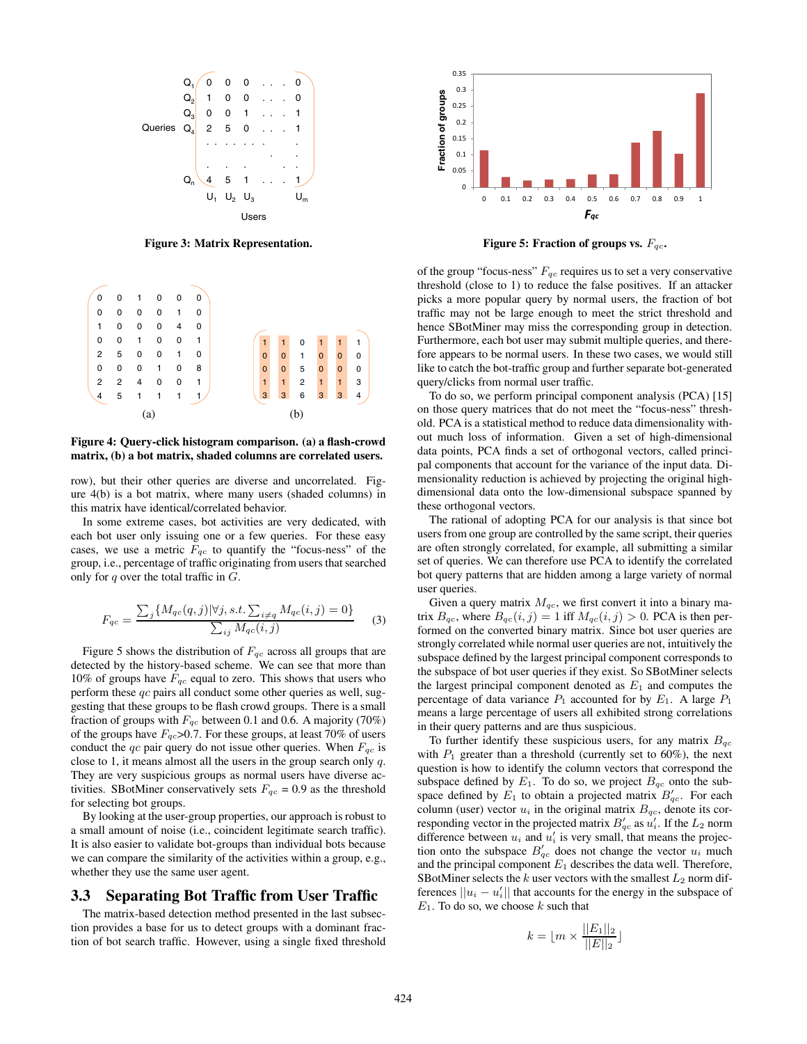**Figure 3: Matrix Representation.**

**Figure 4: Query-click histogram comparison. (a) a flash-crowd matrix, (b) a bot matrix, shaded columns are correlated users.**

row), but their other queries are diverse and uncorrelated. Figure 4(b) is a bot matrix, where many users (shaded columns) in this matrix have identical/correlated behavior.

In some extreme cases, bot activities are very dedicated, with each bot user only issuing one or a few queries. For these easy cases, we use a metric $F_{qc}$ to quantify the "focus-ness" of the group, i.e., percentage of traffic originating from users that searched only for $q$ over the total traffic in $G$.

$$F_{qc} = \frac{\sum_j \{M_{qc}(q,j) | \forall j, s.t. \sum_{i \neq q} M_{qc}(i,j) = 0\}}{\sum_{ij} M_{qc}(i,j)} \quad (3)$$

Figure 5 shows the distribution of $F_{qc}$ across all groups that are detected by the history-based scheme. We can see that more than 10% of groups have $F_{qc}$ equal to zero. This shows that users who perform these $qc$ pairs all conduct some other queries as well, suggesting that these groups to be flash crowd groups. There is a small fraction of groups with $F_{qc}$ between 0.1 and 0.6. A majority (70%) of the groups have $F_{qc}$>0.7. For these groups, at least 70% of users conduct the $qc$ pair query do not issue other queries. When $F_{qc}$ is close to 1, it means almost all the users in the group search only $q$. They are very suspicious groups as normal users have diverse activities. SBotMiner conservatively sets $F_{qc}$ = 0.9 as the threshold for selecting bot groups.

By looking at the user-group properties, our approach is robust to a small amount of noise (i.e., coincident legitimate search traffic). It is also easier to validate bot-groups than individual bots because we can compare the similarity of the activities within a group, e.g., whether they use the same user agent.

## 3.3 Separating Bot Traffic from User Traffic

The matrix-based detection method presented in the last subsection provides a base for us to detect groups with a dominant fraction of bot search traffic. However, using a single fixed threshold of the group "focus-ness" $F_{qc}$ requires us to set a very conservative threshold (close to 1) to reduce the false positives. If an attacker picks a more popular query by normal users, the fraction of bot traffic may not be large enough to meet the strict threshold and hence SBotMiner may miss the corresponding group in detection. Furthermore, each bot user may submit multiple queries, and therefore appears to be normal users. In these two cases, we would still like to catch the bot-traffic group and further separate bot-generated query/clicks from normal user traffic.

**Figure 5: Fraction of groups vs. $F_{qc}$.**

To do so, we perform principal component analysis (PCA) [15] on those query matrices that do not meet the "focus-ness" threshold. PCA is a statistical method to reduce data dimensionality without much loss of information. Given a set of high-dimensional data points, PCA finds a set of orthogonal vectors, called principal components that account for the variance of the input data. Dimensionality reduction is achieved by projecting the original high-dimensional data onto the low-dimensional subspace spanned by these orthogonal vectors.

The rational of adopting PCA for our analysis is that since bot users from one group are controlled by the same script, their queries are often strongly correlated, for example, all submitting a similar set of queries. We can therefore use PCA to identify the correlated bot query patterns that are hidden among a large variety of normal user queries.

Given a query matrix $M_{qc}$, we first convert it into a binary matrix $B_{qc}$, where $B_{qc}(i,j) = 1$ iff $M_{qc}(i,j) > 0$. PCA is then performed on the converted binary matrix. Since bot user queries are strongly correlated while normal user queries are not, intuitively the subspace defined by the largest principal component corresponds to the subspace of bot user queries if they exist. So SBotMiner selects the largest principal component denoted as $E_1$ and computes the percentage of data variance $P_1$ accounted for by $E_1$. A large $P_1$ means a large percentage of users all exhibited strong correlations in their query patterns and are thus suspicious.

To further identify these suspicious users, for any matrix $B_{qc}$ with $P_1$ greater than a threshold (currently set to 60%), the next question is how to identify the column vectors that correspond the subspace defined by $E_1$. To do so, we project $B_{qc}$ onto the subspace defined by $E_1$ to obtain a projected matrix $B'_{qc}$. For each column (user) vector $u_i$ in the original matrix $B_{qc}$, denote its corresponding vector in the projected matrix $B'_{qc}$ as $u'_i$. If the $L_2$ norm difference between $u_i$ and $u'_i$ is very small, that means the projection onto the subspace $B'_{qc}$ does not change the vector $u_i$ much and the principal component $E_1$ describes the data well. Therefore, SBotMiner selects the $k$ user vectors with the smallest $L_2$ norm differences $||u_i - u'_i||$ that accounts for the energy in the subspace of $E_1$. To do so, we choose $k$ such that

$$k = \lfloor m \times \frac{||E_1||_2}{||E||_2} \rfloor$$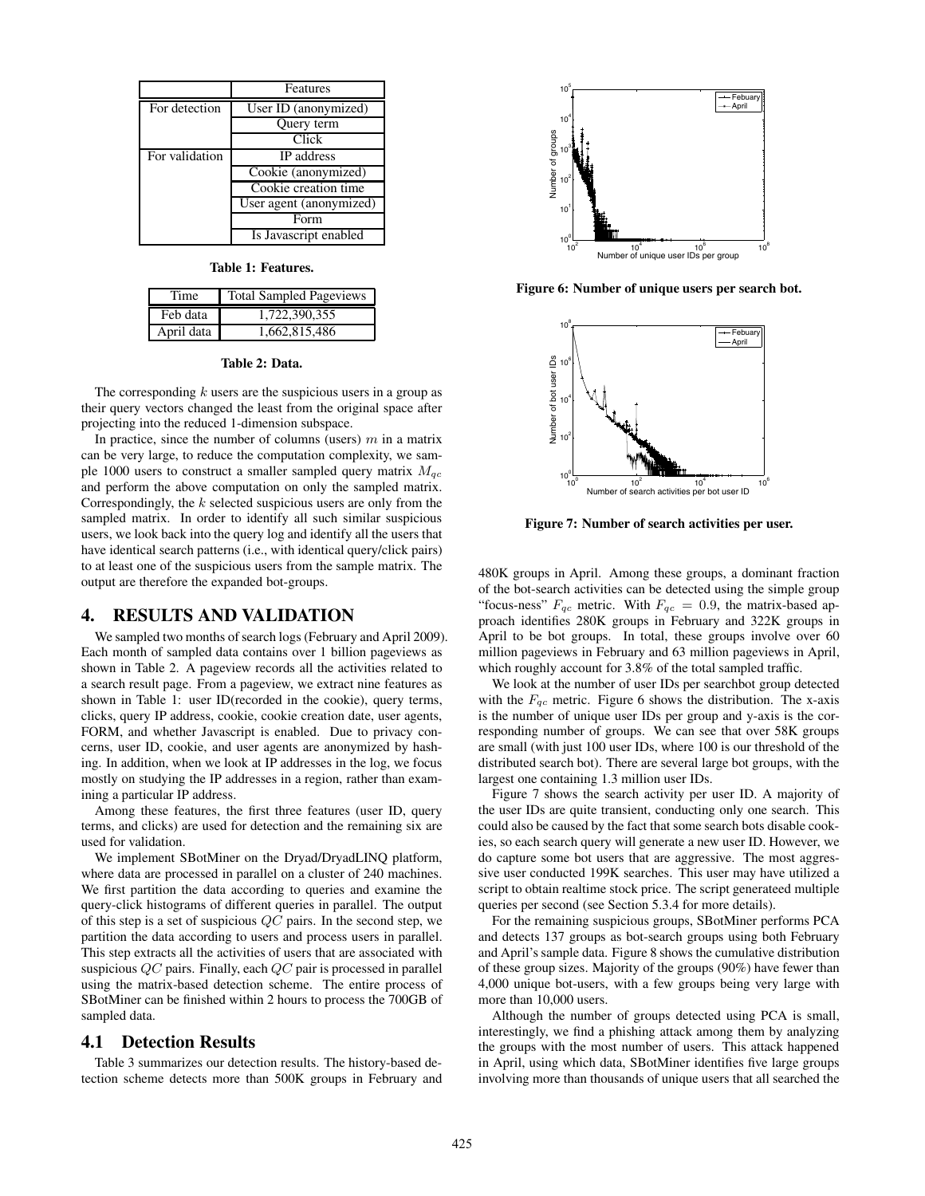| | Features |
| --- | --- |
| For detection | User ID (anonymized) |
| | Query term |
| | Click |
| For validation | IP address |
| | Cookie (anonymized) |
| | Cookie creation time |
| | User agent (anonymized) |
| | Form |
| | Is Javascript enabled |

**Table 1: Features.**

| Time | Total Sampled Pageviews |
| --- | --- |
| Feb data | 1,722,390,355 |
| April data | 1,662,815,486 |

**Table 2: Data.**

The corresponding $k$ users are the suspicious users in a group as their query vectors changed the least from the original space after projecting into the reduced 1-dimension subspace.

In practice, since the number of columns (users) $m$ in a matrix can be very large, to reduce the computation complexity, we sample 1000 users to construct a smaller sampled query matrix $M_{qc}$ and perform the above computation on only the sampled matrix. Correspondingly, the $k$ selected suspicious users are only from the sampled matrix. In order to identify all such similar suspicious users, we look back into the query log and identify all the users that have identical search patterns (i.e., with identical query/click pairs) to at least one of the suspicious users from the sample matrix. The output are therefore the expanded bot-groups.

## 4. RESULTS AND VALIDATION

We sampled two months of search logs (February and April 2009). Each month of sampled data contains over 1 billion pageviews as shown in Table 2. A pageview records all the activities related to a search result page. From a pageview, we extract nine features as shown in Table 1: user ID(recorded in the cookie), query terms, clicks, query IP address, cookie, cookie creation date, user agents, FORM, and whether Javascript is enabled. Due to privacy concerns, user ID, cookie, and user agents are anonymized by hashing. In addition, when we look at IP addresses in the log, we focus mostly on studying the IP addresses in a region, rather than examining a particular IP address.

Among these features, the first three features (user ID, query terms, and clicks) are used for detection and the remaining six are used for validation.

We implement SBotMiner on the Dryad/DryadLINQ platform, where data are processed in parallel on a cluster of 240 machines. We first partition the data according to queries and examine the query-click histograms of different queries in parallel. The output of this step is a set of suspicious $QC$ pairs. In the second step, we partition the data according to users and process users in parallel. This step extracts all the activities of users that are associated with suspicious $QC$ pairs. Finally, each $QC$ pair is processed in parallel using the matrix-based detection scheme. The entire process of SBotMiner can be finished within 2 hours to process the 700GB of sampled data.

### 4.1 Detection Results

Table 3 summarizes our detection results. The history-based detection scheme detects more than 500K groups in February and 480K groups in April. Among these groups, a dominant fraction of the bot-search activities can be detected using the simple group "focus-ness" $F_{qc}$ metric. With $F_{qc} = 0.9$, the matrix-based approach identifies 280K groups in February and 322K groups in April to be bot groups. In total, these groups involve over 60 million pageviews in February and 63 million pageviews in April, which roughly account for 3.8% of the total sampled traffic.

**Figure 6: Number of unique users per search bot.**

**Figure 7: Number of search activities per user.**

We look at the number of user IDs per searchbot group detected with the $F_{qc}$ metric. Figure 6 shows the distribution. The x-axis is the number of unique user IDs per group and y-axis is the corresponding number of groups. We can see that over 58K groups are small (with just 100 user IDs, where 100 is our threshold of the distributed search bot). There are several large bot groups, with the largest one containing 1.3 million user IDs.

Figure 7 shows the search activity per user ID. A majority of the user IDs are quite transient, conducting only one search. This could also be caused by the fact that some search bots disable cookies, so each search query will generate a new user ID. However, we do capture some bot users that are aggressive. The most aggressive user conducted 199K searches. This user may have utilized a script to obtain realtime stock price. The script generateed multiple queries per second (see Section 5.3.4 for more details).

For the remaining suspicious groups, SBotMiner performs PCA and detects 137 groups as bot-search groups using both February and April's sample data. Figure 8 shows the cumulative distribution of these group sizes. Majority of the groups (90%) have fewer than 4,000 unique bot-users, with a few groups being very large with more than 10,000 users.

Although the number of groups detected using PCA is small, interestingly, we find a phishing attack among them by analyzing the groups with the most number of users. This attack happened in April, using which data, SBotMiner identifies five large groups involving more than thousands of unique users that all searched the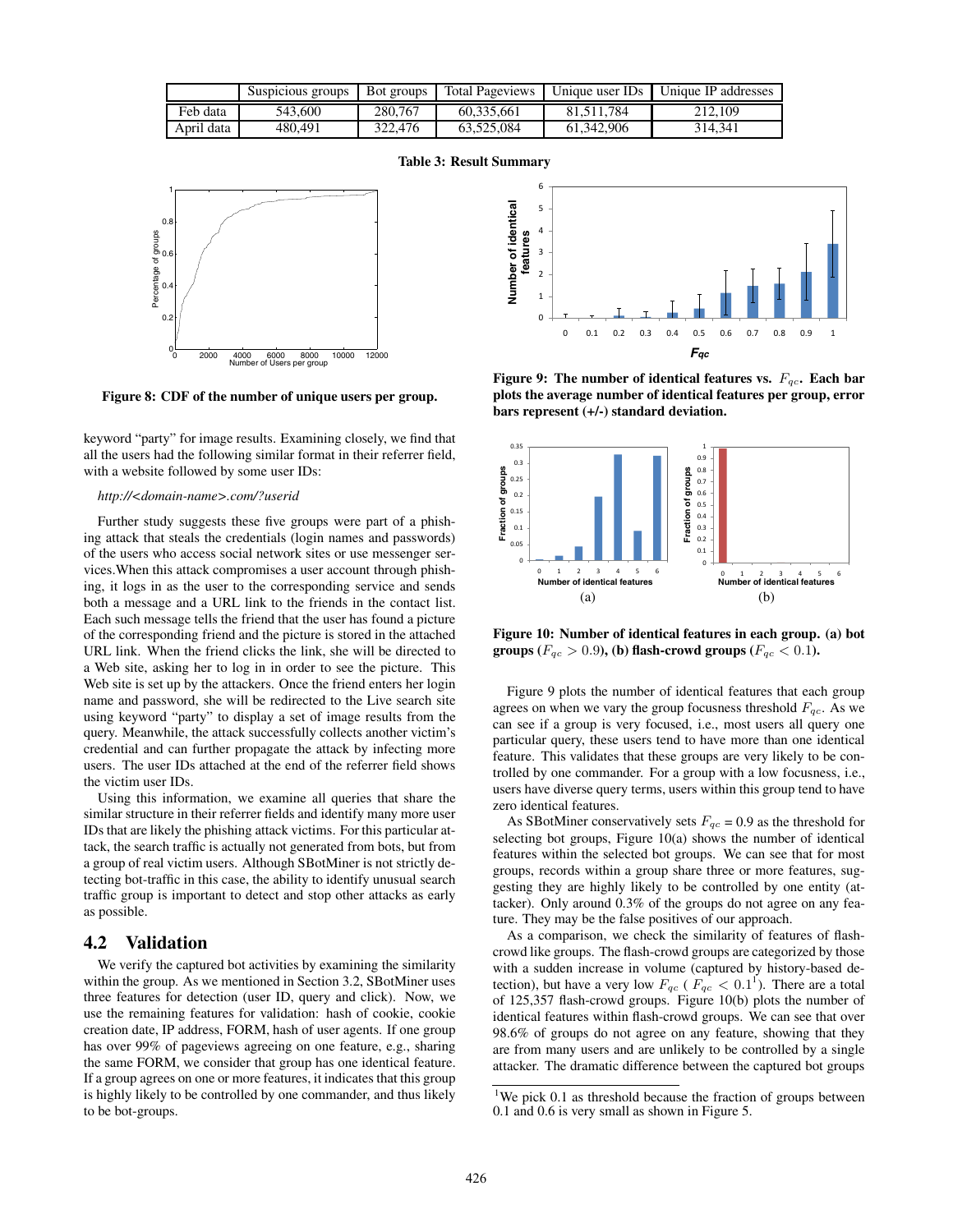| | Suspicious groups | Bot groups | Total Pageviews | Unique user IDs | Unique IP addresses |
|---|---|---|---|---|---|
| Feb data | 543,600 | 280,767 | 60,335,661 | 81,511,784 | 212,109 |
| April data | 480,491 | 322,476 | 63,525,084 | 61,342,906 | 314,341 |

**Table 3: Result Summary**

Percentage of groups
Number of Users per group
0 2000 4000 6000 8000 10000 12000

**Figure 8: CDF of the number of unique users per group.**

Number of identical features
$F_{qc}$
0 0.1 0.2 0.3 0.4 0.5 0.6 0.7 0.8 0.9 1

**Figure 9: The number of identical features vs. $F_{qc}$. Each bar plots the average number of identical features per group, error bars represent (+/-) standard deviation.**

Fraction of groups
Number of identical features
(a)

Fraction of groups
Number of identical features
(b)

**Figure 10: Number of identical features in each group. (a) bot groups ($F_{qc} > 0.9$), (b) flash-crowd groups ($F_{qc} < 0.1$).**

keyword "party" for image results. Examining closely, we find that all the users had the following similar format in their referrer field, with a website followed by some user IDs:

*http://<domain-name>.com/?userid*

Further study suggests these five groups were part of a phishing attack that steals the credentials (login names and passwords) of the users who access social network sites or use messenger services. When this attack compromises a user account through phishing, it logs in as the user to the corresponding service and sends both a message and a URL link to the friends in the contact list. Each such message tells the friend that the user has found a picture of the corresponding friend and the picture is stored in the attached URL link. When the friend clicks the link, she will be directed to a Web site, asking her to log in in order to see the picture. This Web site is set up by the attackers. Once the friend enters her login name and password, she will be redirected to the Live search site using keyword "party" to display a set of image results from the query. Meanwhile, the attack successfully collects another victim's credential and can further propagate the attack by infecting more users. The user IDs attached at the end of the referrer field shows the victim user IDs.

Using this information, we examine all queries that share the similar structure in their referrer fields and identify many more user IDs that are likely the phishing attack victims. For this particular attack, the search traffic is actually not generated from bots, but from a group of real victim users. Although SBotMiner is not strictly detecting bot-traffic in this case, the ability to identify unusual search traffic group is important to detect and stop other attacks as early as possible.

## 4.2 Validation

We verify the captured bot activities by examining the similarity within the group. As we mentioned in Section 3.2, SBotMiner uses three features for detection (user ID, query and click). Now, we use the remaining features for validation: hash of cookie, cookie creation date, IP address, FORM, hash of user agents. If one group has over 99% of pageviews agreeing on one feature, e.g., sharing the same FORM, we consider that group has one identical feature. If a group agrees on one or more features, it indicates that this group is highly likely to be controlled by one commander, and thus likely to be bot-groups.

Figure 9 plots the number of identical features that each group agrees on when we vary the group focusness threshold $F_{qc}$. As we can see if a group is very focused, i.e., most users all query one particular query, these users tend to have more than one identical feature. This validates that these groups are very likely to be controlled by one commander. For a group with a low focusness, i.e., users have diverse query terms, users within this group tend to have zero identical features.

As SBotMiner conservatively sets $F_{qc}$ = 0.9 as the threshold for selecting bot groups, Figure 10(a) shows the number of identical features within the selected bot groups. We can see that for most groups, records within a group share three or more features, suggesting they are highly likely to be controlled by one entity (attacker). Only around 0.3% of the groups do not agree on any feature. They may be the false positives of our approach.

As a comparison, we check the similarity of features of flash-crowd like groups. The flash-crowd groups are categorized by those with a sudden increase in volume (captured by history-based detection), but have a very low $F_{qc}$ ( $F_{qc} < 0.1$[1]). There are a total of 125,357 flash-crowd groups. Figure 10(b) plots the number of identical features within flash-crowd groups. We can see that over 98.6% of groups do not agree on any feature, showing that they are from many users and are unlikely to be controlled by a single attacker. The dramatic difference between the captured bot groups

[1] We pick 0.1 as threshold because the fraction of groups between 0.1 and 0.6 is very small as shown in Figure 5.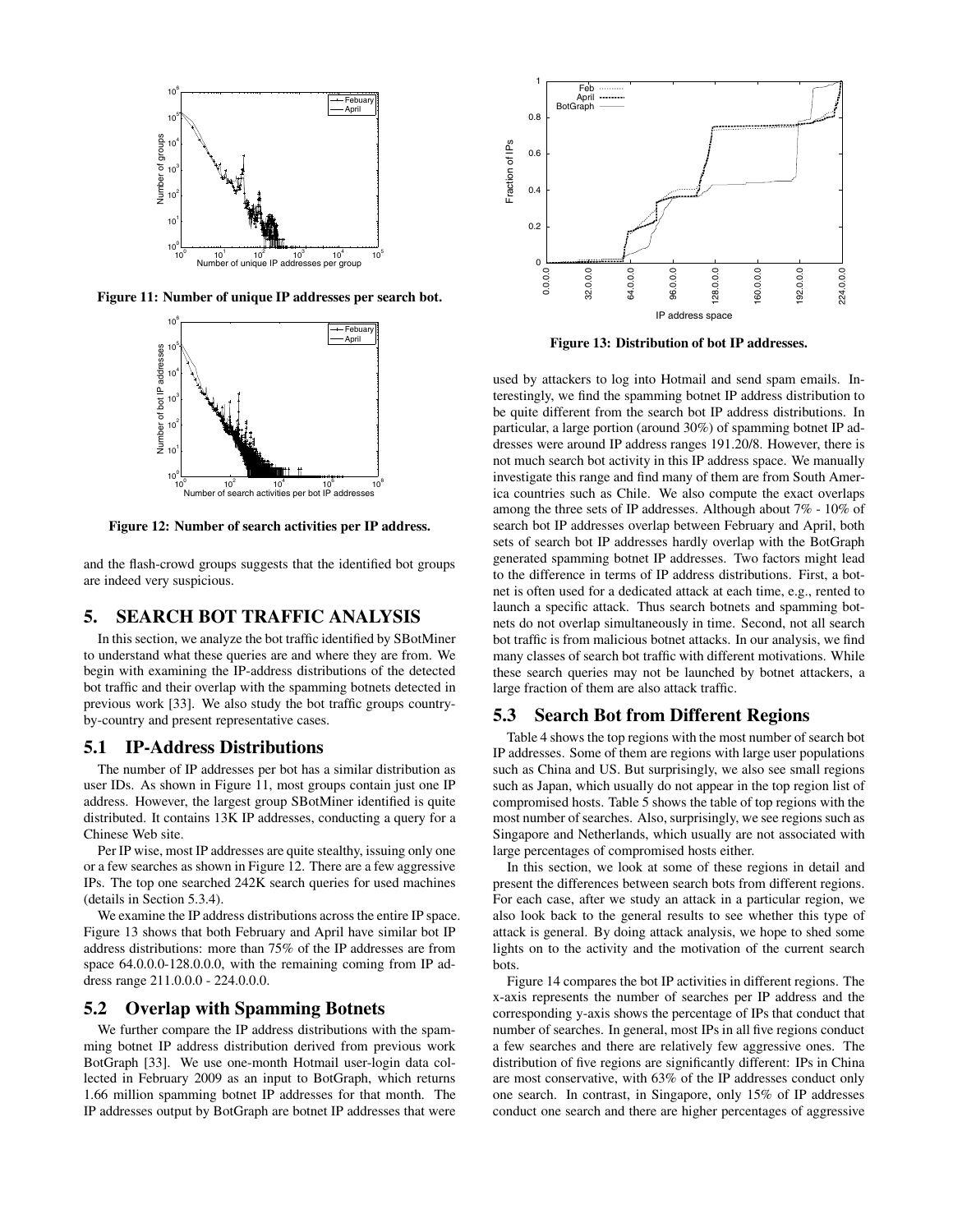Febuary
April

$10^6$
$10^5$
$10^4$
$10^3$
$10^2$
$10^1$
$10^0$

Number of groups

$10^0$ $10^1$ $10^2$ $10^3$ $10^4$ $10^5$

Number of unique IP addresses per group

**Figure 11: Number of unique IP addresses per search bot.**

Febuary
April

$10^6$
$10^5$
$10^4$
$10^3$
$10^2$
$10^1$
$10^0$

Number of bot IP addresses

$10^0$ $10^2$ $10^4$ $10^6$ $10^8$

Number of search activities per bot IP addresses

**Figure 12: Number of search activities per IP address.**

and the flash-crowd groups suggests that the identified bot groups are indeed very suspicious.

# 5. SEARCH BOT TRAFFIC ANALYSIS

In this section, we analyze the bot traffic identified by SBotMiner to understand what these queries are and where they are from. We begin with examining the IP-address distributions of the detected bot traffic and their overlap with the spamming botnets detected in previous work [33]. We also study the bot traffic groups country-by-country and present representative cases.

## 5.1 IP-Address Distributions

The number of IP addresses per bot has a similar distribution as user IDs. As shown in Figure 11, most groups contain just one IP address. However, the largest group SBotMiner identified is quite distributed. It contains 13K IP addresses, conducting a query for a Chinese Web site.

Per IP wise, most IP addresses are quite stealthy, issuing only one or a few searches as shown in Figure 12. There are a few aggressive IPs. The top one searched 242K search queries for used machines (details in Section 5.3.4).

We examine the IP address distributions across the entire IP space. Figure 13 shows that both February and April have similar bot IP address distributions: more than 75% of the IP addresses are from space 64.0.0.0-128.0.0.0, with the remaining coming from IP address range 211.0.0.0 - 224.0.0.0.

## 5.2 Overlap with Spamming Botnets

We further compare the IP address distributions with the spamming botnet IP address distribution derived from previous work BotGraph [33]. We use one-month Hotmail user-login data collected in February 2009 as an input to BotGraph, which returns 1.66 million spamming botnet IP addresses for that month. The IP addresses output by BotGraph are botnet IP addresses that were

Feb
April
BotGraph

1
0.8
0.6
0.4
0.2
0

Fraction of IPs

0.0.0.0
32.0.0.0
64.0.0.0
96.0.0.0
128.0.0.0
160.0.0.0
192.0.0.0
224.0.0.0

IP address space

**Figure 13: Distribution of bot IP addresses.**

used by attackers to log into Hotmail and send spam emails. Interestingly, we find the spamming botnet IP address distribution to be quite different from the search bot IP address distributions. In particular, a large portion (around 30%) of spamming botnet IP addresses were around IP address ranges 191.20/8. However, there is not much search bot activity in this IP address space. We manually investigate this range and find many of them are from South America countries such as Chile. We also compute the exact overlaps among the three sets of IP addresses. Although about 7% - 10% of search bot IP addresses overlap between February and April, both sets of search bot IP addresses hardly overlap with the BotGraph generated spamming botnet IP addresses. Two factors might lead to the difference in terms of IP address distributions. First, a botnet is often used for a dedicated attack at each time, e.g., rented to launch a specific attack. Thus search botnets and spamming botnets do not overlap simultaneously in time. Second, not all search bot traffic is from malicious botnet attacks. In our analysis, we find many classes of search bot traffic with different motivations. While these search queries may not be launched by botnet attackers, a large fraction of them are also attack traffic.

## 5.3 Search Bot from Different Regions

Table 4 shows the top regions with the most number of search bot IP addresses. Some of them are regions with large user populations such as China and US. But surprisingly, we also see small regions such as Japan, which usually do not appear in the top region list of compromised hosts. Table 5 shows the table of top regions with the most number of searches. Also, surprisingly, we see regions such as Singapore and Netherlands, which usually are not associated with large percentages of compromised hosts either.

In this section, we look at some of these regions in detail and present the differences between search bots from different regions. For each case, after we study an attack in a particular region, we also look back to the general results to see whether this type of attack is general. By doing attack analysis, we hope to shed some lights on to the activity and the motivation of the current search bots.

Figure 14 compares the bot IP activities in different regions. The x-axis represents the number of searches per IP address and the corresponding y-axis shows the percentage of IPs that conduct that number of searches. In general, most IPs in all five regions conduct a few searches and there are relatively few aggressive ones. The distribution of five regions are significantly different: IPs in China are most conservative, with 63% of the IP addresses conduct only one search. In contrast, in Singapore, only 15% of IP addresses conduct one search and there are higher percentages of aggressive